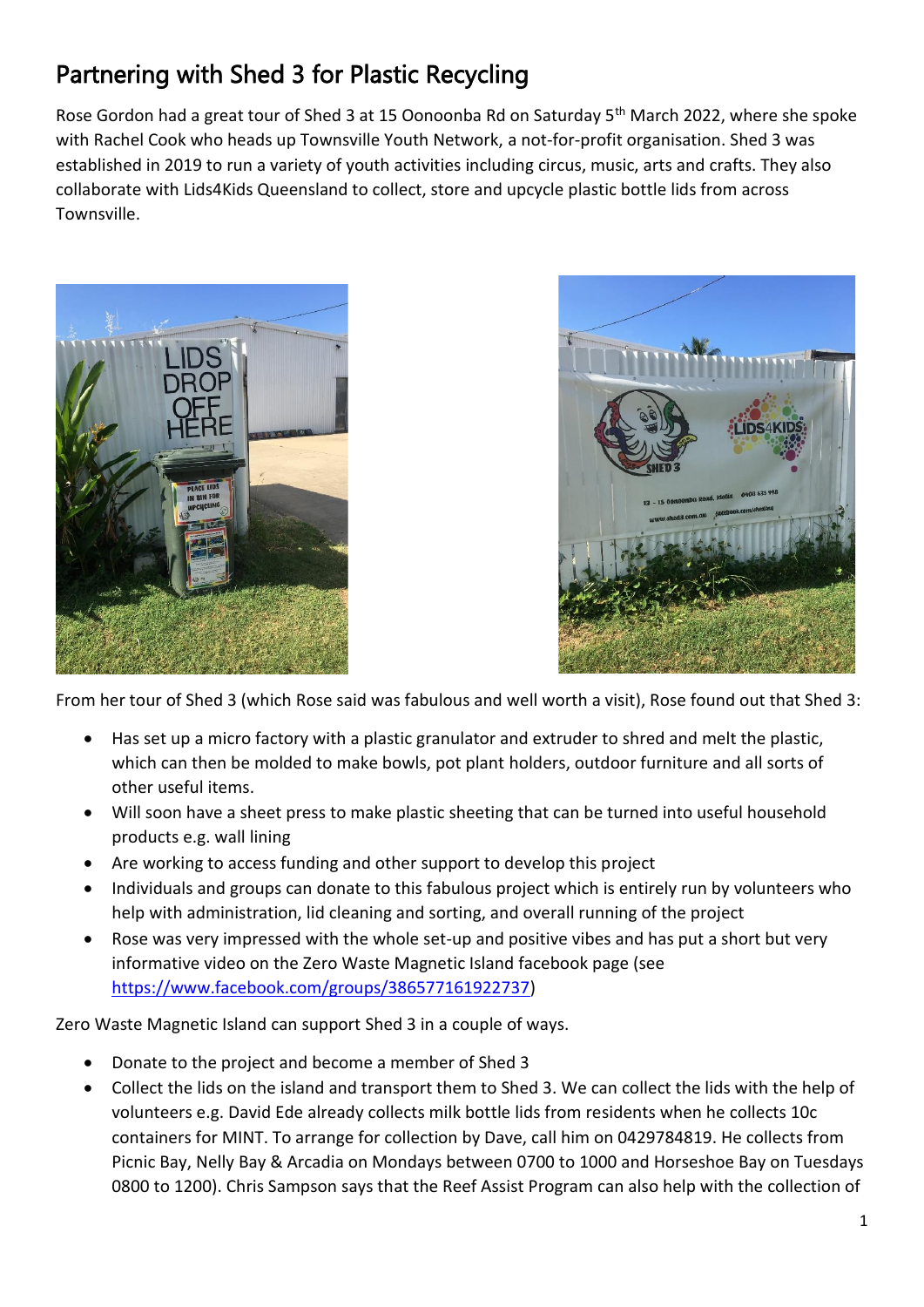# Partnering with Shed 3 for Plastic Recycling

Rose Gordon had a great tour of Shed 3 at 15 Oonoonba Rd on Saturday 5th March 2022, where she spoke with Rachel Cook who heads up Townsville Youth Network, a not-for-profit organisation. Shed 3 was established in 2019 to run a variety of youth activities including circus, music, arts and crafts. They also collaborate with Lids4Kids Queensland to collect, store and upcycle plastic bottle lids from across Townsville.

From her tour of Shed 3 (which Rose said was fabulous and well worth a visit), Rose found out that Shed 3:

- Has set up a micro factory with a plastic granulator and extruder to shred and melt the plastic, which can then be molded to make bowls, pot plant holders, outdoor furniture and all sorts of other useful items.
- Will soon have a sheet press to make plastic sheeting that can be turned into useful household products e.g. wall lining
- Are working to access funding and other support to develop this project
- Individuals and groups can donate to this fabulous project which is entirely run by volunteers who help with administration, lid cleaning and sorting, and overall running of the project
- Rose was very impressed with the whole set-up and positive vibes and has put a short but very informative video on the Zero Waste Magnetic Island facebook page (see https://www.facebook.com/groups/386577161922737)

Zero Waste Magnetic Island can support Shed 3 in a couple of ways.

- Donate to the project and become a member of Shed 3
- Collect the lids on the island and transport them to Shed 3. We can collect the lids with the help of volunteers e.g. David Ede already collects milk bottle lids from residents when he collects 10c containers for MINT. To arrange for collection by Dave, call him on 0429784819. He collects from Picnic Bay, Nelly Bay & Arcadia on Mondays between 0700 to 1000 and Horseshoe Bay on Tuesdays 0800 to 1200). Chris Sampson says that the Reef Assist Program can also help with the collection of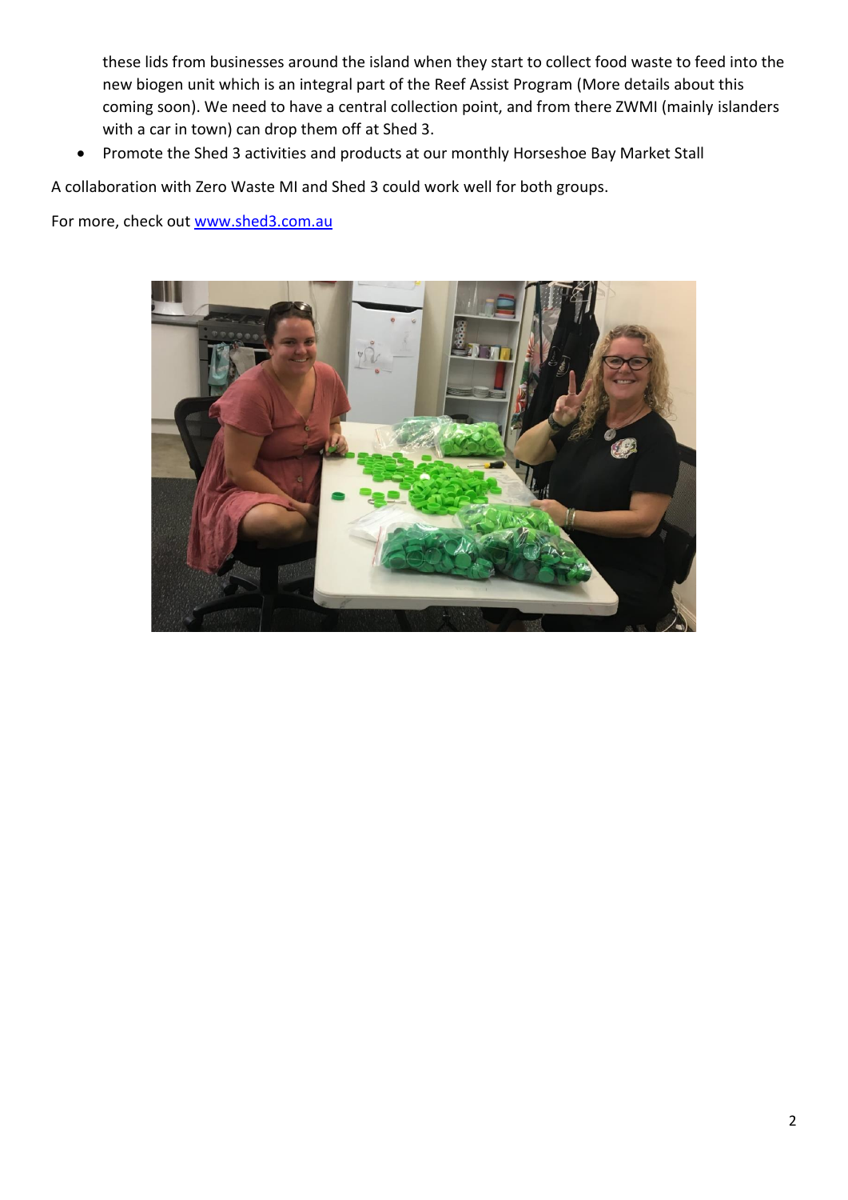these lids from businesses around the island when they start to collect food waste to feed into the new biogen unit which is an integral part of the Reef Assist Program (More details about this coming soon). We need to have a central collection point, and from there ZWMI (mainly islanders with a car in town) can drop them off at Shed 3.

- Promote the Shed 3 activities and products at our monthly Horseshoe Bay Market Stall

A collaboration with Zero Waste MI and Shed 3 could work well for both groups.

For more, check out [www.shed3.com.au](www.shed3.com.au)